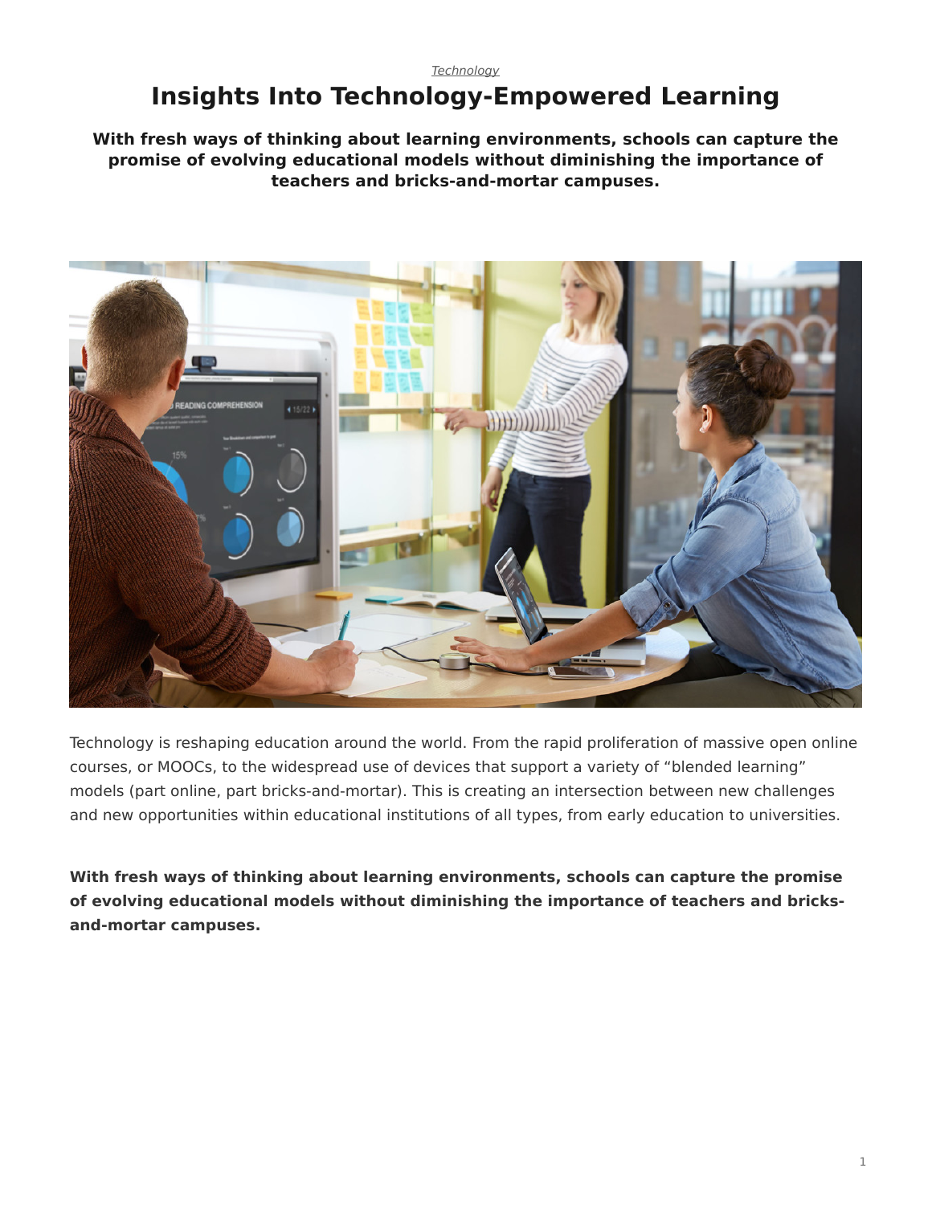*Technology*

# Insights Into Technology-Empowered Learning

**With fresh ways of thinking about learning environments, schools can capture the promise of evolving educational models without diminishing the importance of teachers and bricks-and-mortar campuses.**

Technology is reshaping education around the world. From the rapid proliferation of massive open online courses, or MOOCs, to the widespread use of devices that support a variety of “blended learning” models (part online, part bricks-and-mortar). This is creating an intersection between new challenges and new opportunities within educational institutions of all types, from early education to universities.

**With fresh ways of thinking about learning environments, schools can capture the promise of evolving educational models without diminishing the importance of teachers and bricks-and-mortar campuses.**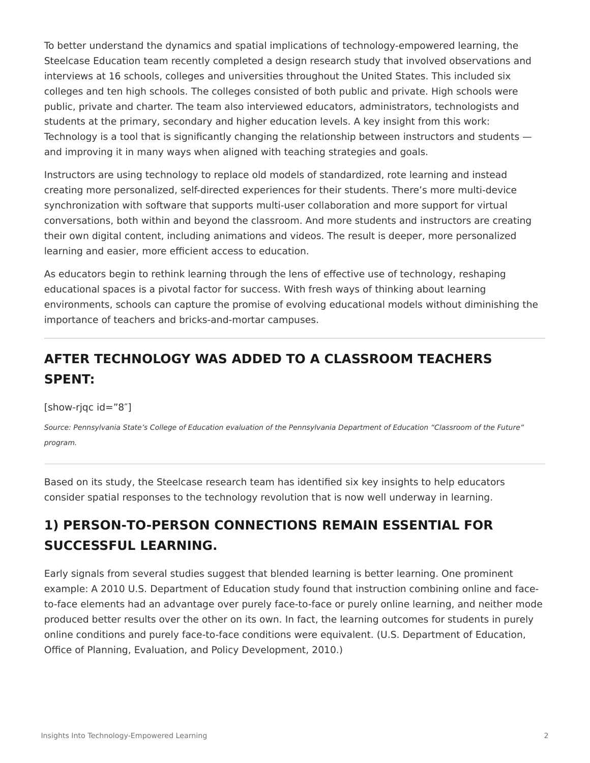To better understand the dynamics and spatial implications of technology-empowered learning, the Steelcase Education team recently completed a design research study that involved observations and interviews at 16 schools, colleges and universities throughout the United States. This included six colleges and ten high schools. The colleges consisted of both public and private. High schools were public, private and charter. The team also interviewed educators, administrators, technologists and students at the primary, secondary and higher education levels. A key insight from this work: Technology is a tool that is significantly changing the relationship between instructors and students — and improving it in many ways when aligned with teaching strategies and goals.

Instructors are using technology to replace old models of standardized, rote learning and instead creating more personalized, self-directed experiences for their students. There's more multi-device synchronization with software that supports multi-user collaboration and more support for virtual conversations, both within and beyond the classroom. And more students and instructors are creating their own digital content, including animations and videos. The result is deeper, more personalized learning and easier, more efficient access to education.

As educators begin to rethink learning through the lens of effective use of technology, reshaping educational spaces is a pivotal factor for success. With fresh ways of thinking about learning environments, schools can capture the promise of evolving educational models without diminishing the importance of teachers and bricks-and-mortar campuses.

---

## AFTER TECHNOLOGY WAS ADDED TO A CLASSROOM TEACHERS SPENT:

[show-rjqc id="8″]

*Source: Pennsylvania State's College of Education evaluation of the Pennsylvania Department of Education "Classroom of the Future" program.*

---

Based on its study, the Steelcase research team has identified six key insights to help educators consider spatial responses to the technology revolution that is now well underway in learning.

## 1) PERSON-TO-PERSON CONNECTIONS REMAIN ESSENTIAL FOR SUCCESSFUL LEARNING.

Early signals from several studies suggest that blended learning is better learning. One prominent example: A 2010 U.S. Department of Education study found that instruction combining online and face-to-face elements had an advantage over purely face-to-face or purely online learning, and neither mode produced better results over the other on its own. In fact, the learning outcomes for students in purely online conditions and purely face-to-face conditions were equivalent. (U.S. Department of Education, Office of Planning, Evaluation, and Policy Development, 2010.)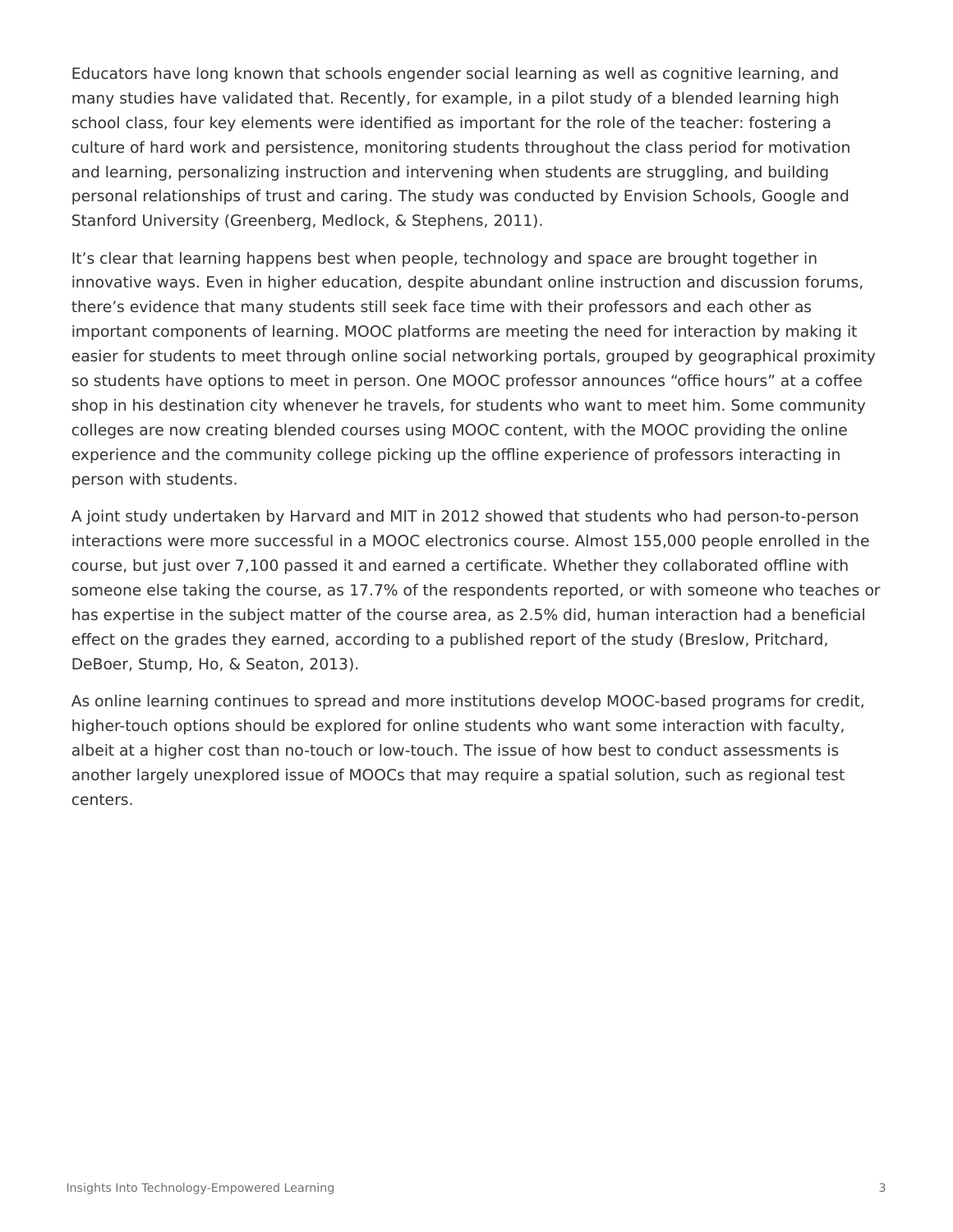Educators have long known that schools engender social learning as well as cognitive learning, and many studies have validated that. Recently, for example, in a pilot study of a blended learning high school class, four key elements were identified as important for the role of the teacher: fostering a culture of hard work and persistence, monitoring students throughout the class period for motivation and learning, personalizing instruction and intervening when students are struggling, and building personal relationships of trust and caring. The study was conducted by Envision Schools, Google and Stanford University (Greenberg, Medlock, & Stephens, 2011).

It's clear that learning happens best when people, technology and space are brought together in innovative ways. Even in higher education, despite abundant online instruction and discussion forums, there's evidence that many students still seek face time with their professors and each other as important components of learning. MOOC platforms are meeting the need for interaction by making it easier for students to meet through online social networking portals, grouped by geographical proximity so students have options to meet in person. One MOOC professor announces "office hours" at a coffee shop in his destination city whenever he travels, for students who want to meet him. Some community colleges are now creating blended courses using MOOC content, with the MOOC providing the online experience and the community college picking up the offline experience of professors interacting in person with students.

A joint study undertaken by Harvard and MIT in 2012 showed that students who had person-to-person interactions were more successful in a MOOC electronics course. Almost 155,000 people enrolled in the course, but just over 7,100 passed it and earned a certificate. Whether they collaborated offline with someone else taking the course, as 17.7% of the respondents reported, or with someone who teaches or has expertise in the subject matter of the course area, as 2.5% did, human interaction had a beneficial effect on the grades they earned, according to a published report of the study (Breslow, Pritchard, DeBoer, Stump, Ho, & Seaton, 2013).

As online learning continues to spread and more institutions develop MOOC-based programs for credit, higher-touch options should be explored for online students who want some interaction with faculty, albeit at a higher cost than no-touch or low-touch. The issue of how best to conduct assessments is another largely unexplored issue of MOOCs that may require a spatial solution, such as regional test centers.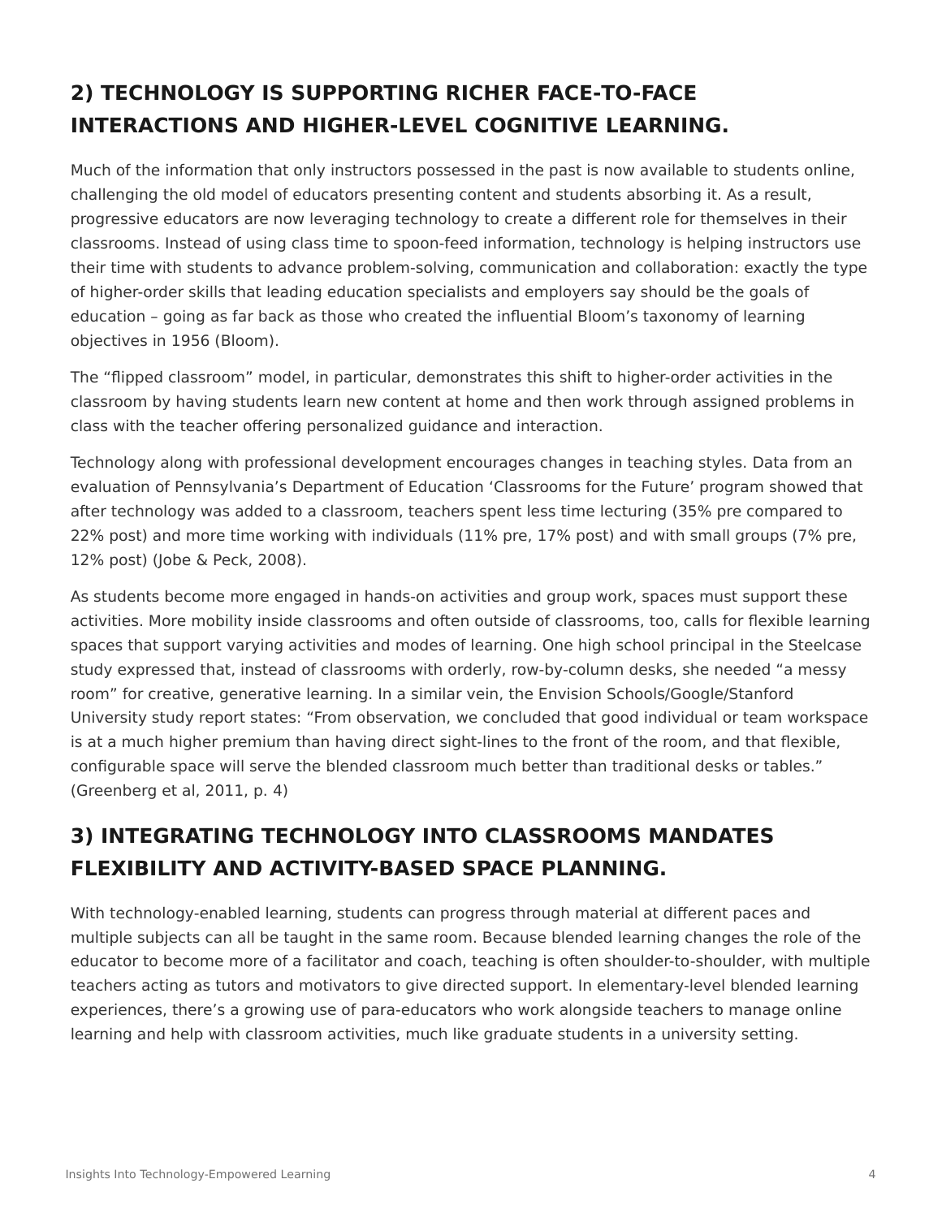## 2) TECHNOLOGY IS SUPPORTING RICHER FACE-TO-FACE INTERACTIONS AND HIGHER-LEVEL COGNITIVE LEARNING.

Much of the information that only instructors possessed in the past is now available to students online, challenging the old model of educators presenting content and students absorbing it. As a result, progressive educators are now leveraging technology to create a different role for themselves in their classrooms. Instead of using class time to spoon-feed information, technology is helping instructors use their time with students to advance problem-solving, communication and collaboration: exactly the type of higher-order skills that leading education specialists and employers say should be the goals of education – going as far back as those who created the influential Bloom's taxonomy of learning objectives in 1956 (Bloom).

The "flipped classroom" model, in particular, demonstrates this shift to higher-order activities in the classroom by having students learn new content at home and then work through assigned problems in class with the teacher offering personalized guidance and interaction.

Technology along with professional development encourages changes in teaching styles. Data from an evaluation of Pennsylvania's Department of Education 'Classrooms for the Future' program showed that after technology was added to a classroom, teachers spent less time lecturing (35% pre compared to 22% post) and more time working with individuals (11% pre, 17% post) and with small groups (7% pre, 12% post) (Jobe & Peck, 2008).

As students become more engaged in hands-on activities and group work, spaces must support these activities. More mobility inside classrooms and often outside of classrooms, too, calls for flexible learning spaces that support varying activities and modes of learning. One high school principal in the Steelcase study expressed that, instead of classrooms with orderly, row-by-column desks, she needed "a messy room" for creative, generative learning. In a similar vein, the Envision Schools/Google/Stanford University study report states: "From observation, we concluded that good individual or team workspace is at a much higher premium than having direct sight-lines to the front of the room, and that flexible, configurable space will serve the blended classroom much better than traditional desks or tables." (Greenberg et al, 2011, p. 4)

## 3) INTEGRATING TECHNOLOGY INTO CLASSROOMS MANDATES FLEXIBILITY AND ACTIVITY-BASED SPACE PLANNING.

With technology-enabled learning, students can progress through material at different paces and multiple subjects can all be taught in the same room. Because blended learning changes the role of the educator to become more of a facilitator and coach, teaching is often shoulder-to-shoulder, with multiple teachers acting as tutors and motivators to give directed support. In elementary-level blended learning experiences, there's a growing use of para-educators who work alongside teachers to manage online learning and help with classroom activities, much like graduate students in a university setting.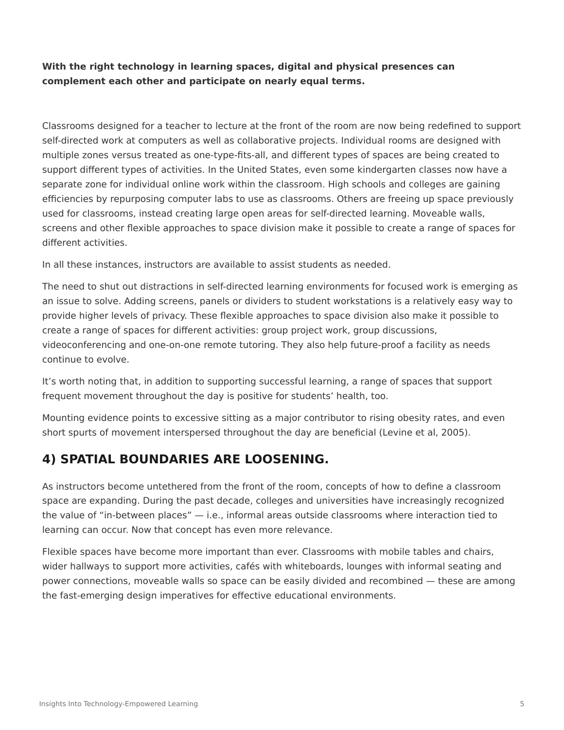**With the right technology in learning spaces, digital and physical presences can complement each other and participate on nearly equal terms.**

Classrooms designed for a teacher to lecture at the front of the room are now being redefined to support self-directed work at computers as well as collaborative projects. Individual rooms are designed with multiple zones versus treated as one-type-fits-all, and different types of spaces are being created to support different types of activities. In the United States, even some kindergarten classes now have a separate zone for individual online work within the classroom. High schools and colleges are gaining efficiencies by repurposing computer labs to use as classrooms. Others are freeing up space previously used for classrooms, instead creating large open areas for self-directed learning. Moveable walls, screens and other flexible approaches to space division make it possible to create a range of spaces for different activities.

In all these instances, instructors are available to assist students as needed.

The need to shut out distractions in self-directed learning environments for focused work is emerging as an issue to solve. Adding screens, panels or dividers to student workstations is a relatively easy way to provide higher levels of privacy. These flexible approaches to space division also make it possible to create a range of spaces for different activities: group project work, group discussions, videoconferencing and one-on-one remote tutoring. They also help future-proof a facility as needs continue to evolve.

It's worth noting that, in addition to supporting successful learning, a range of spaces that support frequent movement throughout the day is positive for students' health, too.

Mounting evidence points to excessive sitting as a major contributor to rising obesity rates, and even short spurts of movement interspersed throughout the day are beneficial (Levine et al, 2005).

## 4) SPATIAL BOUNDARIES ARE LOOSENING.

As instructors become untethered from the front of the room, concepts of how to define a classroom space are expanding. During the past decade, colleges and universities have increasingly recognized the value of "in-between places" — i.e., informal areas outside classrooms where interaction tied to learning can occur. Now that concept has even more relevance.

Flexible spaces have become more important than ever. Classrooms with mobile tables and chairs, wider hallways to support more activities, cafés with whiteboards, lounges with informal seating and power connections, moveable walls so space can be easily divided and recombined — these are among the fast-emerging design imperatives for effective educational environments.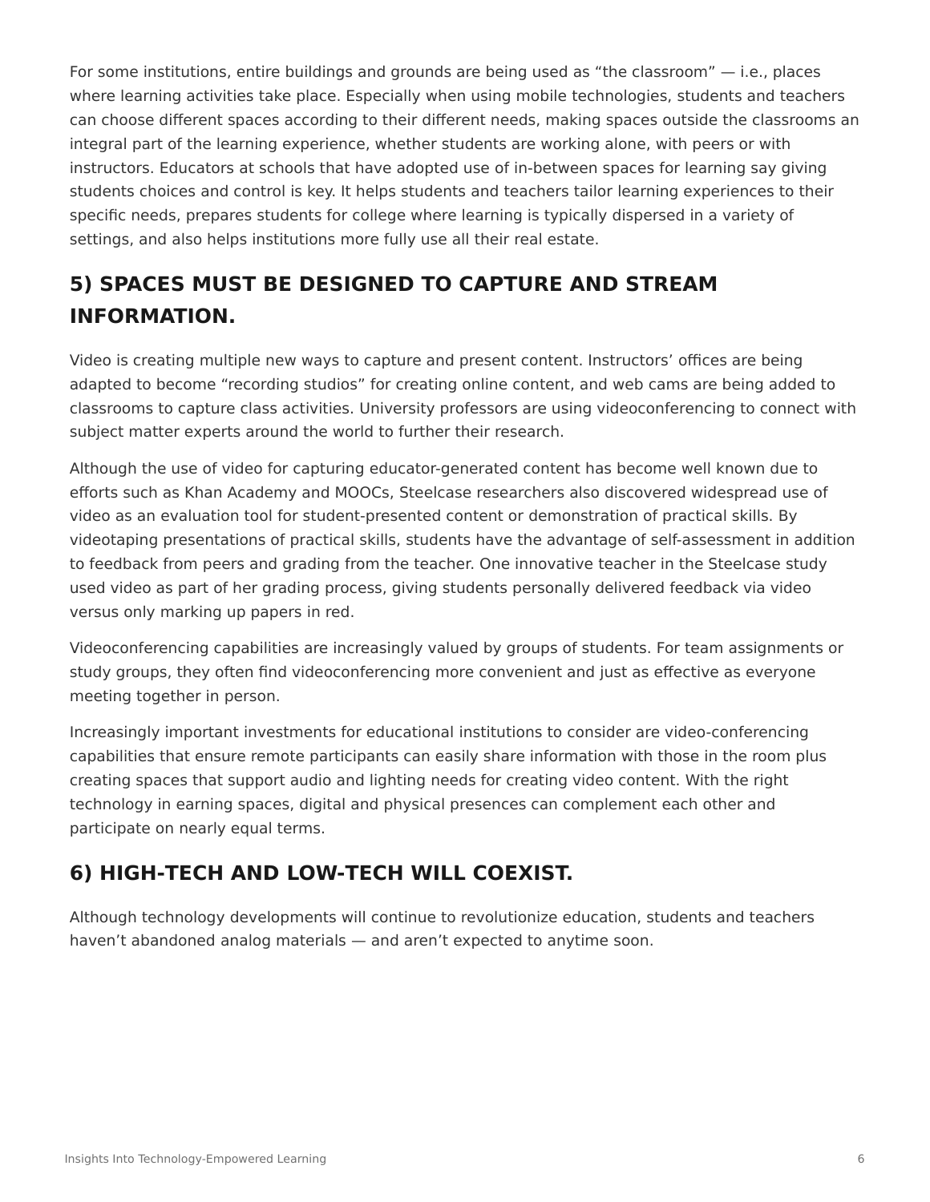For some institutions, entire buildings and grounds are being used as “the classroom” — i.e., places where learning activities take place. Especially when using mobile technologies, students and teachers can choose different spaces according to their different needs, making spaces outside the classrooms an integral part of the learning experience, whether students are working alone, with peers or with instructors. Educators at schools that have adopted use of in-between spaces for learning say giving students choices and control is key. It helps students and teachers tailor learning experiences to their specific needs, prepares students for college where learning is typically dispersed in a variety of settings, and also helps institutions more fully use all their real estate.

## 5) SPACES MUST BE DESIGNED TO CAPTURE AND STREAM INFORMATION.

Video is creating multiple new ways to capture and present content. Instructors’ offices are being adapted to become “recording studios” for creating online content, and web cams are being added to classrooms to capture class activities. University professors are using videoconferencing to connect with subject matter experts around the world to further their research.

Although the use of video for capturing educator-generated content has become well known due to efforts such as Khan Academy and MOOCs, Steelcase researchers also discovered widespread use of video as an evaluation tool for student-presented content or demonstration of practical skills. By videotaping presentations of practical skills, students have the advantage of self-assessment in addition to feedback from peers and grading from the teacher. One innovative teacher in the Steelcase study used video as part of her grading process, giving students personally delivered feedback via video versus only marking up papers in red.

Videoconferencing capabilities are increasingly valued by groups of students. For team assignments or study groups, they often find videoconferencing more convenient and just as effective as everyone meeting together in person.

Increasingly important investments for educational institutions to consider are video-conferencing capabilities that ensure remote participants can easily share information with those in the room plus creating spaces that support audio and lighting needs for creating video content. With the right technology in earning spaces, digital and physical presences can complement each other and participate on nearly equal terms.

## 6) HIGH-TECH AND LOW-TECH WILL COEXIST.

Although technology developments will continue to revolutionize education, students and teachers haven’t abandoned analog materials — and aren’t expected to anytime soon.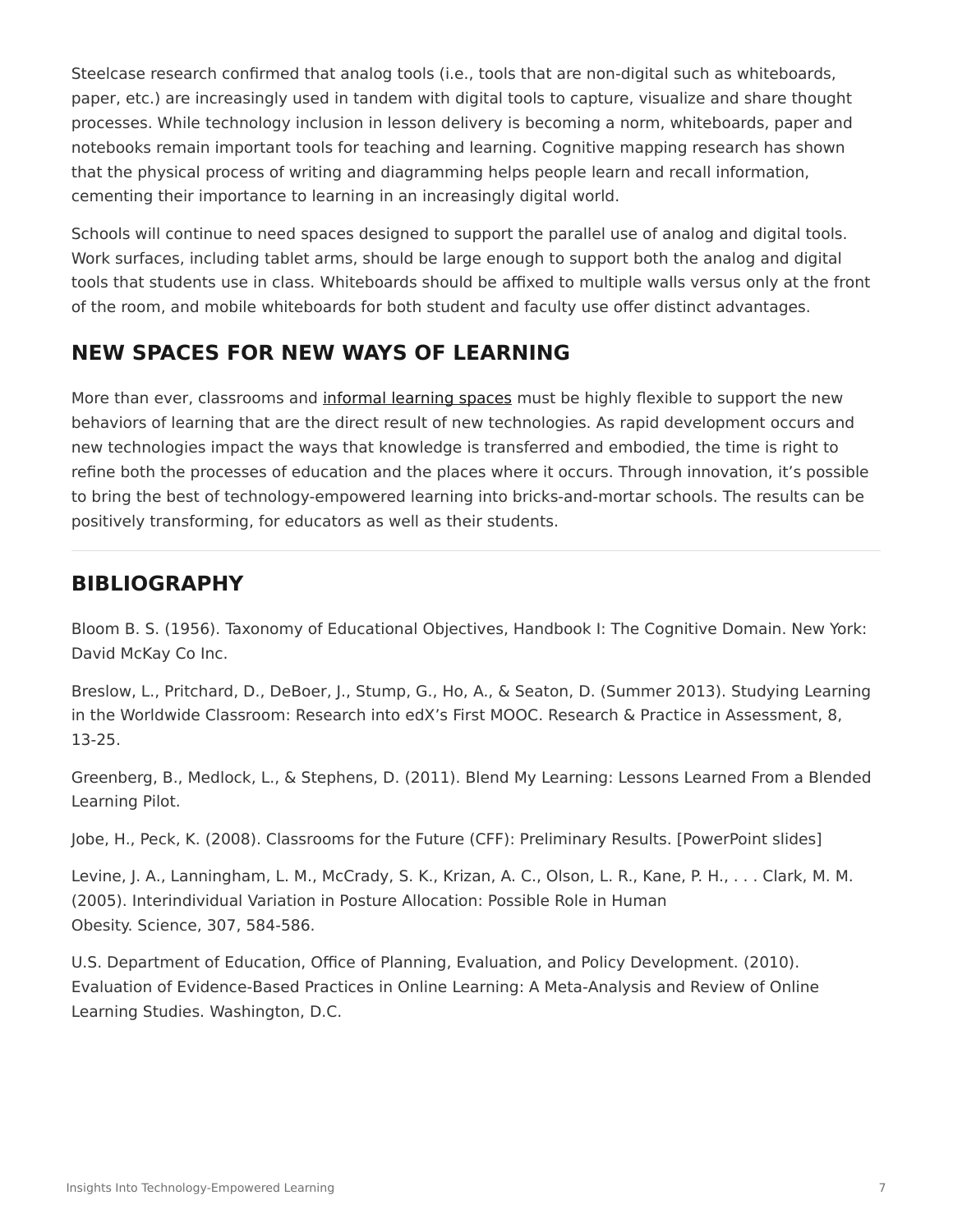Steelcase research confirmed that analog tools (i.e., tools that are non-digital such as whiteboards, paper, etc.) are increasingly used in tandem with digital tools to capture, visualize and share thought processes. While technology inclusion in lesson delivery is becoming a norm, whiteboards, paper and notebooks remain important tools for teaching and learning. Cognitive mapping research has shown that the physical process of writing and diagramming helps people learn and recall information, cementing their importance to learning in an increasingly digital world.

Schools will continue to need spaces designed to support the parallel use of analog and digital tools. Work surfaces, including tablet arms, should be large enough to support both the analog and digital tools that students use in class. Whiteboards should be affixed to multiple walls versus only at the front of the room, and mobile whiteboards for both student and faculty use offer distinct advantages.

## NEW SPACES FOR NEW WAYS OF LEARNING

More than ever, classrooms and informal learning spaces must be highly flexible to support the new behaviors of learning that are the direct result of new technologies. As rapid development occurs and new technologies impact the ways that knowledge is transferred and embodied, the time is right to refine both the processes of education and the places where it occurs. Through innovation, it's possible to bring the best of technology-empowered learning into bricks-and-mortar schools. The results can be positively transforming, for educators as well as their students.

---

## BIBLIOGRAPHY

Bloom B. S. (1956). Taxonomy of Educational Objectives, Handbook I: The Cognitive Domain. New York: David McKay Co Inc.

Breslow, L., Pritchard, D., DeBoer, J., Stump, G., Ho, A., & Seaton, D. (Summer 2013). Studying Learning in the Worldwide Classroom: Research into edX's First MOOC. Research & Practice in Assessment, 8, 13-25.

Greenberg, B., Medlock, L., & Stephens, D. (2011). Blend My Learning: Lessons Learned From a Blended Learning Pilot.

Jobe, H., Peck, K. (2008). Classrooms for the Future (CFF): Preliminary Results. [PowerPoint slides]

Levine, J. A., Lanningham, L. M., McCrady, S. K., Krizan, A. C., Olson, L. R., Kane, P. H., . . . Clark, M. M. (2005). Interindividual Variation in Posture Allocation: Possible Role in Human Obesity. Science, 307, 584-586.

U.S. Department of Education, Office of Planning, Evaluation, and Policy Development. (2010). Evaluation of Evidence-Based Practices in Online Learning: A Meta-Analysis and Review of Online Learning Studies. Washington, D.C.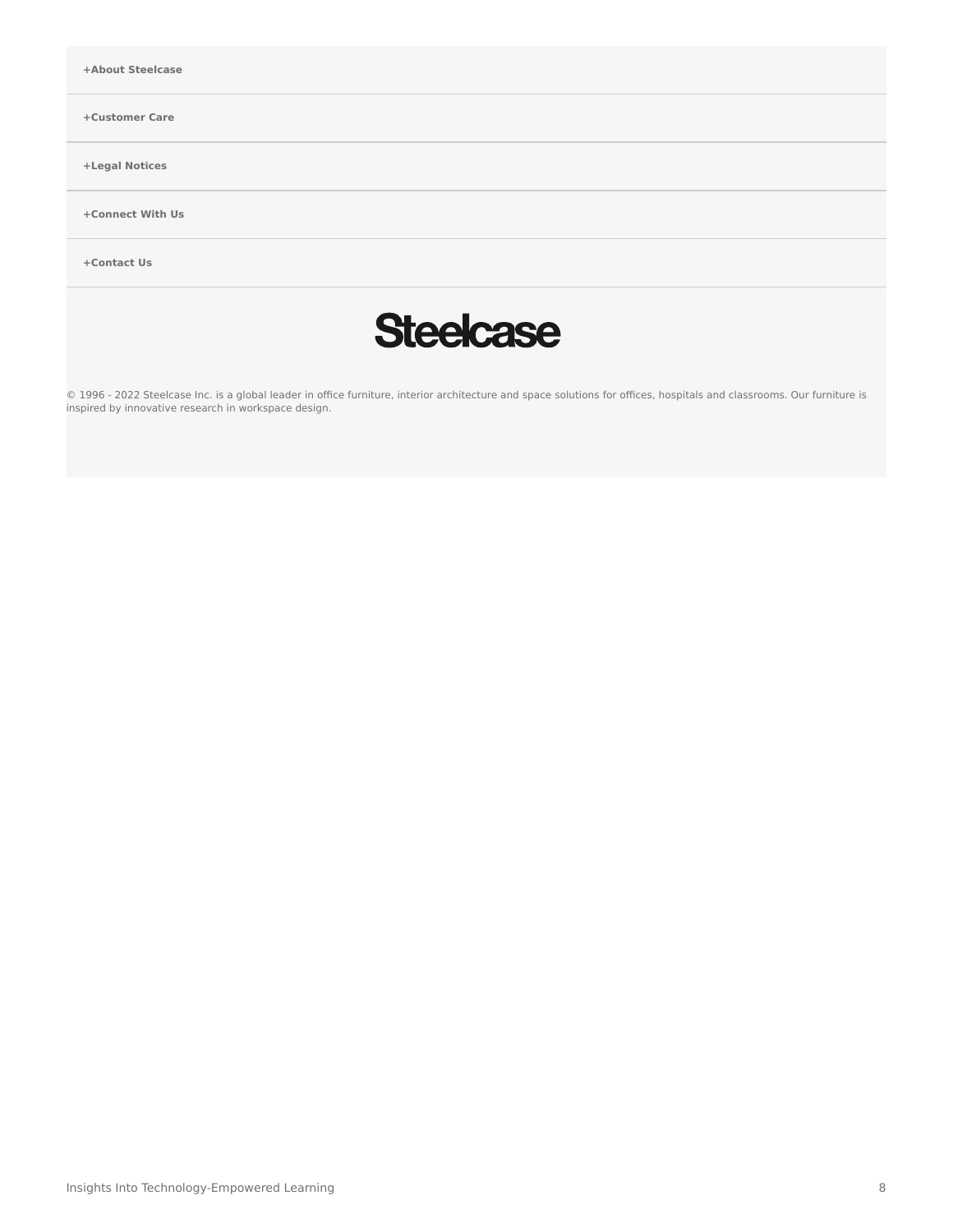**+About Steelcase**

**+Customer Care**

**+Legal Notices**

**+Connect With Us**

**+Contact Us**

Steelcase

© 1996 - 2022 Steelcase Inc. is a global leader in office furniture, interior architecture and space solutions for offices, hospitals and classrooms. Our furniture is inspired by innovative research in workspace design.